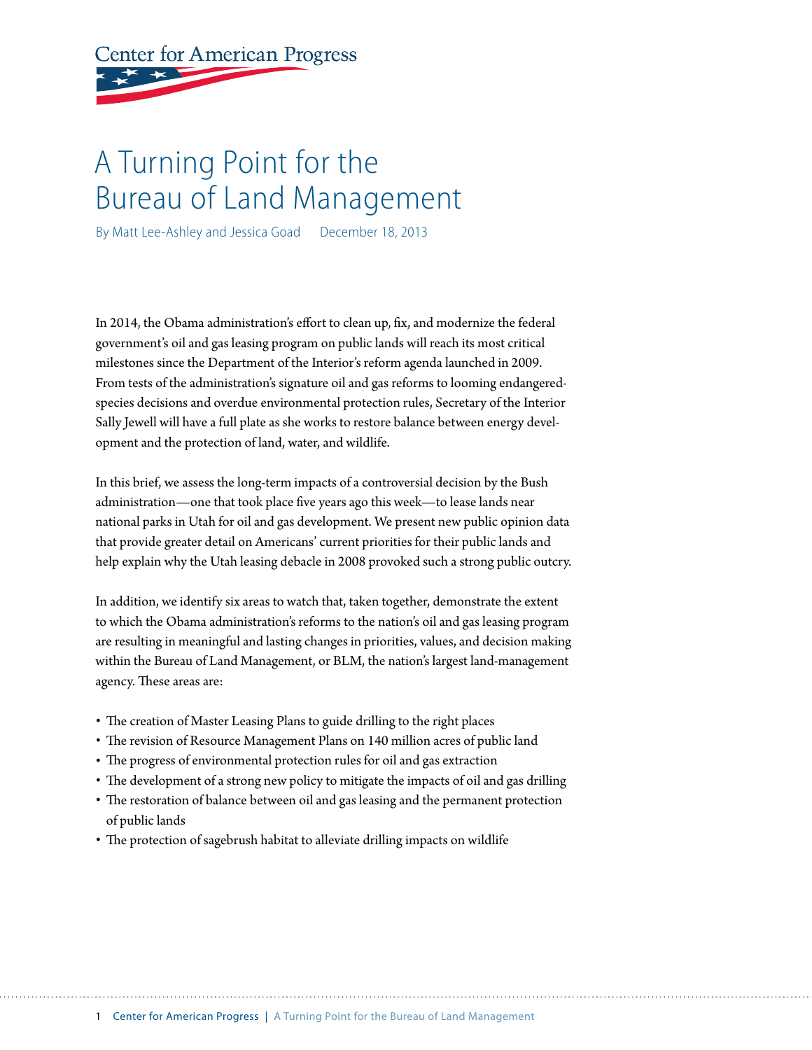Center for American Progress

# A Turning Point for the Bureau of Land Management

By Matt Lee-Ashley and Jessica Goad    December 18, 2013

In 2014, the Obama administration's effort to clean up, fix, and modernize the federal government's oil and gas leasing program on public lands will reach its most critical milestones since the Department of the Interior's reform agenda launched in 2009. From tests of the administration's signature oil and gas reforms to looming endangered-species decisions and overdue environmental protection rules, Secretary of the Interior Sally Jewell will have a full plate as she works to restore balance between energy development and the protection of land, water, and wildlife.

In this brief, we assess the long-term impacts of a controversial decision by the Bush administration—one that took place five years ago this week—to lease lands near national parks in Utah for oil and gas development. We present new public opinion data that provide greater detail on Americans' current priorities for their public lands and help explain why the Utah leasing debacle in 2008 provoked such a strong public outcry.

In addition, we identify six areas to watch that, taken together, demonstrate the extent to which the Obama administration's reforms to the nation's oil and gas leasing program are resulting in meaningful and lasting changes in priorities, values, and decision making within the Bureau of Land Management, or BLM, the nation's largest land-management agency. These areas are:

- The creation of Master Leasing Plans to guide drilling to the right places
- The revision of Resource Management Plans on 140 million acres of public land
- The progress of environmental protection rules for oil and gas extraction
- The development of a strong new policy to mitigate the impacts of oil and gas drilling
- The restoration of balance between oil and gas leasing and the permanent protection of public lands
- The protection of sagebrush habitat to alleviate drilling impacts on wildlife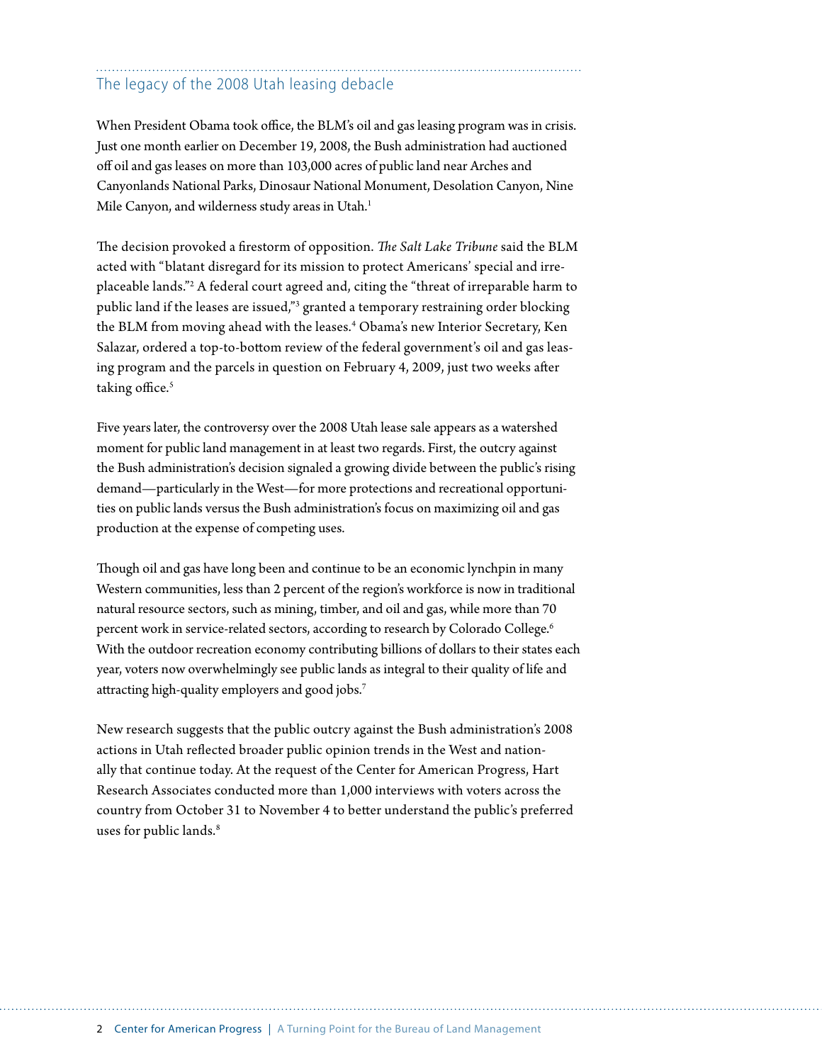## The legacy of the 2008 Utah leasing debacle

When President Obama took office, the BLM's oil and gas leasing program was in crisis. Just one month earlier on December 19, 2008, the Bush administration had auctioned off oil and gas leases on more than 103,000 acres of public land near Arches and Canyonlands National Parks, Dinosaur National Monument, Desolation Canyon, Nine Mile Canyon, and wilderness study areas in Utah.[1]

The decision provoked a firestorm of opposition. *The Salt Lake Tribune* said the BLM acted with "blatant disregard for its mission to protect Americans' special and irreplaceable lands."[2] A federal court agreed and, citing the "threat of irreparable harm to public land if the leases are issued,"[3] granted a temporary restraining order blocking the BLM from moving ahead with the leases.[4] Obama's new Interior Secretary, Ken Salazar, ordered a top-to-bottom review of the federal government's oil and gas leasing program and the parcels in question on February 4, 2009, just two weeks after taking office.[5]

Five years later, the controversy over the 2008 Utah lease sale appears as a watershed moment for public land management in at least two regards. First, the outcry against the Bush administration's decision signaled a growing divide between the public's rising demand—particularly in the West—for more protections and recreational opportunities on public lands versus the Bush administration's focus on maximizing oil and gas production at the expense of competing uses.

Though oil and gas have long been and continue to be an economic lynchpin in many Western communities, less than 2 percent of the region's workforce is now in traditional natural resource sectors, such as mining, timber, and oil and gas, while more than 70 percent work in service-related sectors, according to research by Colorado College.[6] With the outdoor recreation economy contributing billions of dollars to their states each year, voters now overwhelmingly see public lands as integral to their quality of life and attracting high-quality employers and good jobs.[7]

New research suggests that the public outcry against the Bush administration's 2008 actions in Utah reflected broader public opinion trends in the West and nationally that continue today. At the request of the Center for American Progress, Hart Research Associates conducted more than 1,000 interviews with voters across the country from October 31 to November 4 to better understand the public's preferred uses for public lands.[8]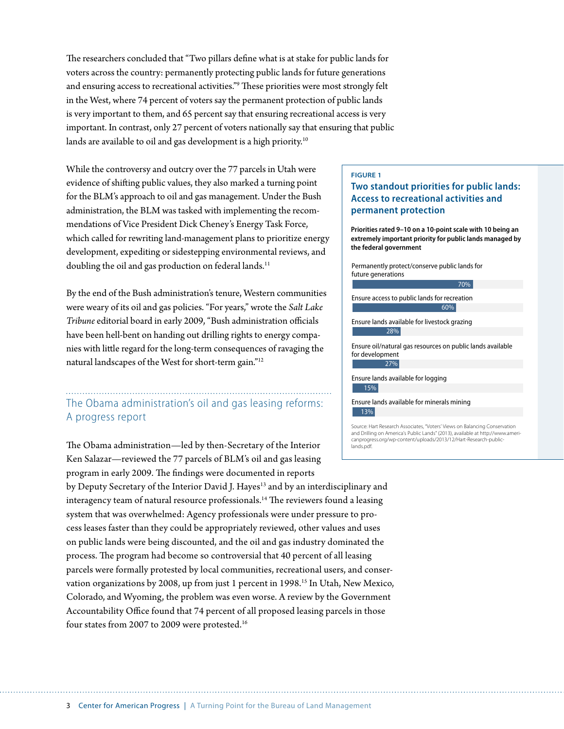The researchers concluded that "Two pillars define what is at stake for public lands for voters across the country: permanently protecting public lands for future generations and ensuring access to recreational activities."[9] These priorities were most strongly felt in the West, where 74 percent of voters say the permanent protection of public lands is very important to them, and 65 percent say that ensuring recreational access is very important. In contrast, only 27 percent of voters nationally say that ensuring that public lands are available to oil and gas development is a high priority.[10]

While the controversy and outcry over the 77 parcels in Utah were evidence of shifting public values, they also marked a turning point for the BLM's approach to oil and gas management. Under the Bush administration, the BLM was tasked with implementing the recommendations of Vice President Dick Cheney's Energy Task Force, which called for rewriting land-management plans to prioritize energy development, expediting or sidestepping environmental reviews, and doubling the oil and gas production on federal lands.[11]

By the end of the Bush administration's tenure, Western communities were weary of its oil and gas policies. "For years," wrote the *Salt Lake Tribune* editorial board in early 2009, "Bush administration officials have been hell-bent on handing out drilling rights to energy companies with little regard for the long-term consequences of ravaging the natural landscapes of the West for short-term gain."[12]

**FIGURE 1**

**Two standout priorities for public lands: Access to recreational activities and permanent protection**

**Priorities rated 9–10 on a 10-point scale with 10 being an extremely important priority for public lands managed by the federal government**

| Priority | Percent |
|---|---|
| Permanently protect/conserve public lands for future generations | 70% |
| Ensure access to public lands for recreation | 60% |
| Ensure lands available for livestock grazing | 28% |
| Ensure oil/natural gas resources on public lands available for development | 27% |
| Ensure lands available for logging | 15% |
| Ensure lands available for minerals mining | 13% |

Source: Hart Research Associates, "Voters' Views on Balancing Conservation and Drilling on America's Public Lands" (2013), available at http://www.americanprogress.org/wp-content/uploads/2013/12/Hart-Research-public-lands.pdf.

## The Obama administration's oil and gas leasing reforms: A progress report

The Obama administration—led by then-Secretary of the Interior Ken Salazar—reviewed the 77 parcels of BLM's oil and gas leasing program in early 2009. The findings were documented in reports by Deputy Secretary of the Interior David J. Hayes[13] and by an interdisciplinary and interagency team of natural resource professionals.[14] The reviewers found a leasing system that was overwhelmed: Agency professionals were under pressure to process leases faster than they could be appropriately reviewed, other values and uses on public lands were being discounted, and the oil and gas industry dominated the process. The program had become so controversial that 40 percent of all leasing parcels were formally protested by local communities, recreational users, and conservation organizations by 2008, up from just 1 percent in 1998.[15] In Utah, New Mexico, Colorado, and Wyoming, the problem was even worse. A review by the Government Accountability Office found that 74 percent of all proposed leasing parcels in those four states from 2007 to 2009 were protested.[16]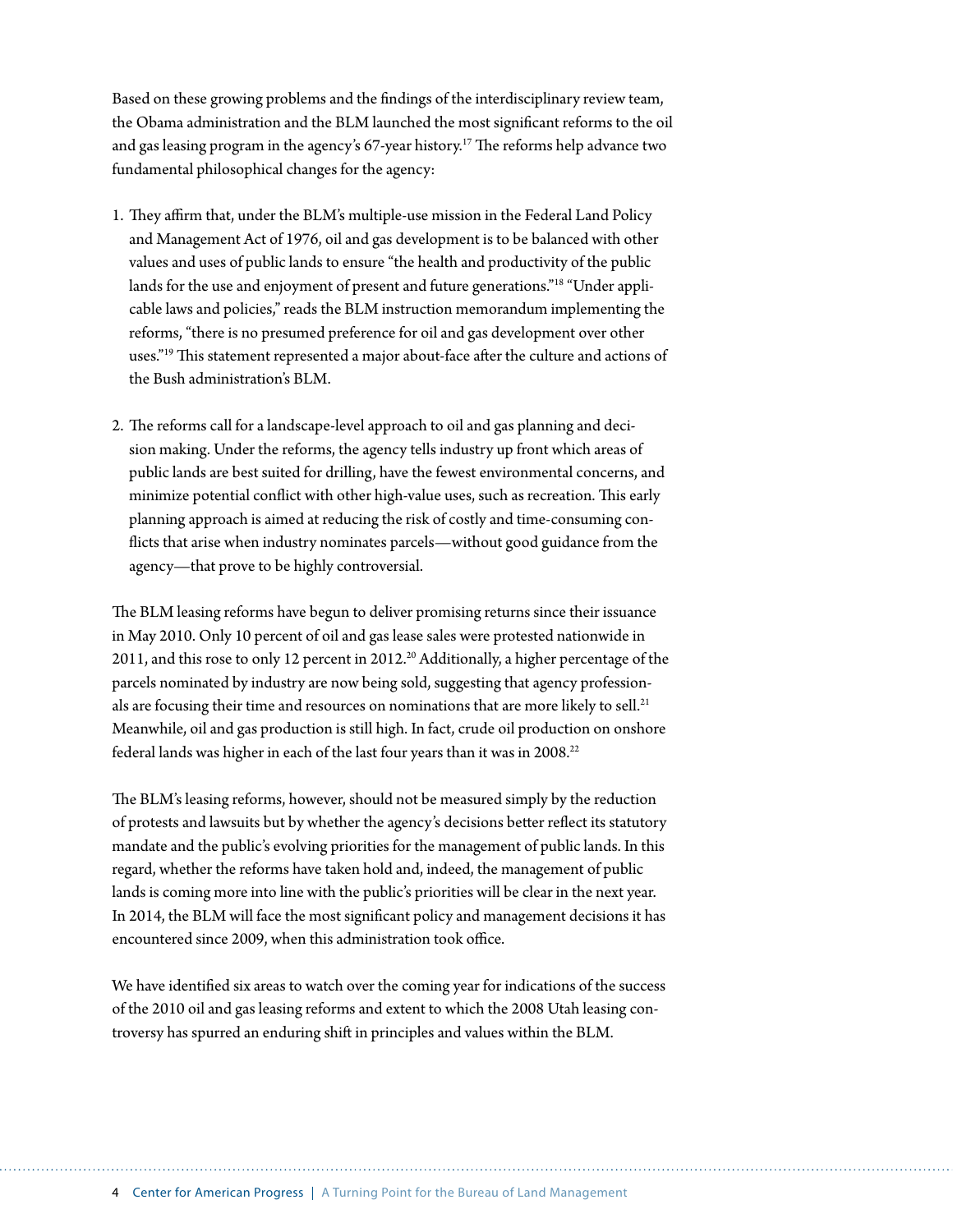Based on these growing problems and the findings of the interdisciplinary review team, the Obama administration and the BLM launched the most significant reforms to the oil and gas leasing program in the agency's 67-year history.[17] The reforms help advance two fundamental philosophical changes for the agency:

1. They affirm that, under the BLM's multiple-use mission in the Federal Land Policy and Management Act of 1976, oil and gas development is to be balanced with other values and uses of public lands to ensure "the health and productivity of the public lands for the use and enjoyment of present and future generations."[18] "Under applicable laws and policies," reads the BLM instruction memorandum implementing the reforms, "there is no presumed preference for oil and gas development over other uses."[19] This statement represented a major about-face after the culture and actions of the Bush administration's BLM.

2. The reforms call for a landscape-level approach to oil and gas planning and decision making. Under the reforms, the agency tells industry up front which areas of public lands are best suited for drilling, have the fewest environmental concerns, and minimize potential conflict with other high-value uses, such as recreation. This early planning approach is aimed at reducing the risk of costly and time-consuming conflicts that arise when industry nominates parcels—without good guidance from the agency—that prove to be highly controversial.

The BLM leasing reforms have begun to deliver promising returns since their issuance in May 2010. Only 10 percent of oil and gas lease sales were protested nationwide in 2011, and this rose to only 12 percent in 2012.[20] Additionally, a higher percentage of the parcels nominated by industry are now being sold, suggesting that agency professionals are focusing their time and resources on nominations that are more likely to sell.[21] Meanwhile, oil and gas production is still high. In fact, crude oil production on onshore federal lands was higher in each of the last four years than it was in 2008.[22]

The BLM's leasing reforms, however, should not be measured simply by the reduction of protests and lawsuits but by whether the agency's decisions better reflect its statutory mandate and the public's evolving priorities for the management of public lands. In this regard, whether the reforms have taken hold and, indeed, the management of public lands is coming more into line with the public's priorities will be clear in the next year. In 2014, the BLM will face the most significant policy and management decisions it has encountered since 2009, when this administration took office.

We have identified six areas to watch over the coming year for indications of the success of the 2010 oil and gas leasing reforms and extent to which the 2008 Utah leasing controversy has spurred an enduring shift in principles and values within the BLM.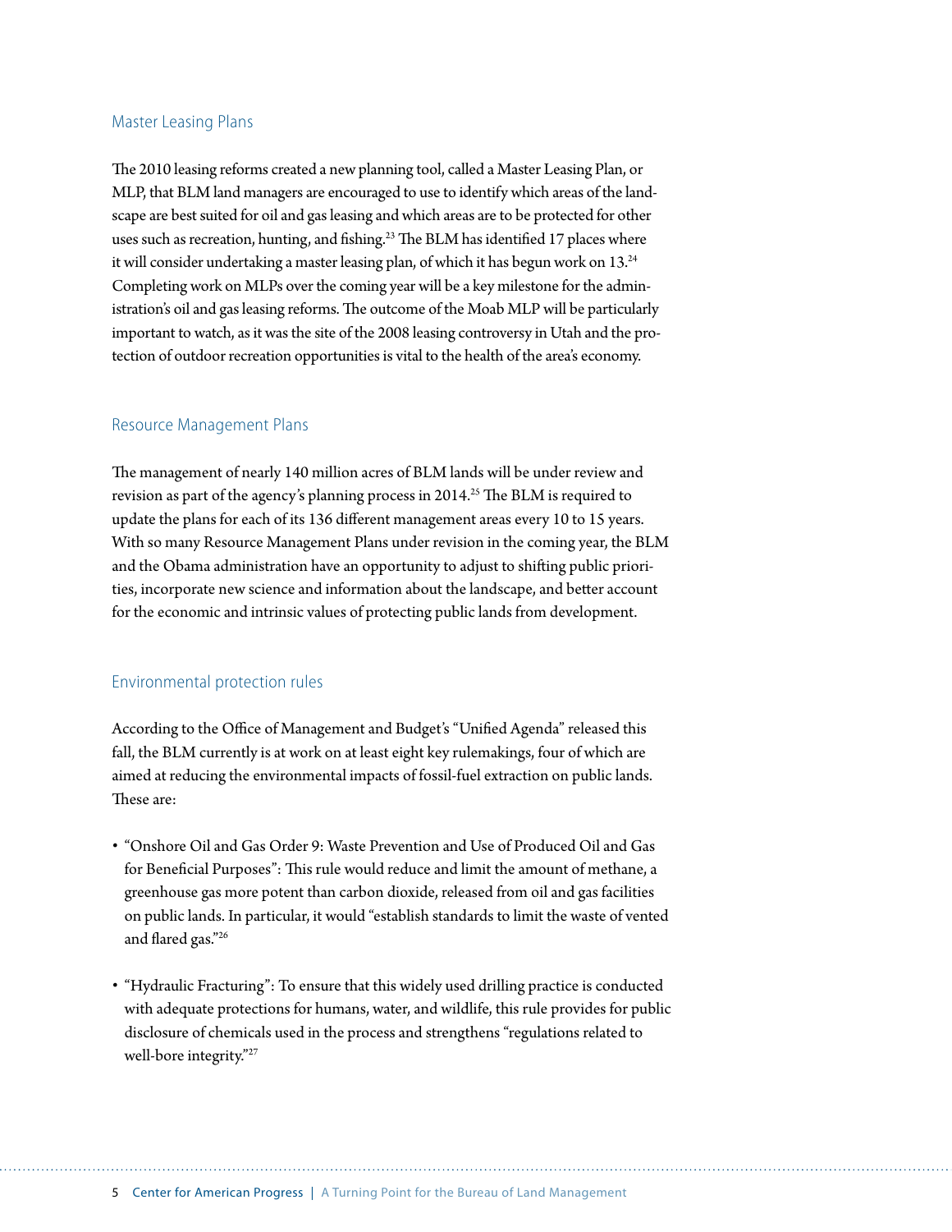## Master Leasing Plans

The 2010 leasing reforms created a new planning tool, called a Master Leasing Plan, or MLP, that BLM land managers are encouraged to use to identify which areas of the landscape are best suited for oil and gas leasing and which areas are to be protected for other uses such as recreation, hunting, and fishing.[23] The BLM has identified 17 places where it will consider undertaking a master leasing plan, of which it has begun work on 13.[24] Completing work on MLPs over the coming year will be a key milestone for the administration's oil and gas leasing reforms. The outcome of the Moab MLP will be particularly important to watch, as it was the site of the 2008 leasing controversy in Utah and the protection of outdoor recreation opportunities is vital to the health of the area's economy.

## Resource Management Plans

The management of nearly 140 million acres of BLM lands will be under review and revision as part of the agency's planning process in 2014.[25] The BLM is required to update the plans for each of its 136 different management areas every 10 to 15 years. With so many Resource Management Plans under revision in the coming year, the BLM and the Obama administration have an opportunity to adjust to shifting public priorities, incorporate new science and information about the landscape, and better account for the economic and intrinsic values of protecting public lands from development.

## Environmental protection rules

According to the Office of Management and Budget's "Unified Agenda" released this fall, the BLM currently is at work on at least eight key rulemakings, four of which are aimed at reducing the environmental impacts of fossil-fuel extraction on public lands. These are:

- "Onshore Oil and Gas Order 9: Waste Prevention and Use of Produced Oil and Gas for Beneficial Purposes": This rule would reduce and limit the amount of methane, a greenhouse gas more potent than carbon dioxide, released from oil and gas facilities on public lands. In particular, it would "establish standards to limit the waste of vented and flared gas."[26]
- "Hydraulic Fracturing": To ensure that this widely used drilling practice is conducted with adequate protections for humans, water, and wildlife, this rule provides for public disclosure of chemicals used in the process and strengthens "regulations related to well-bore integrity."[27]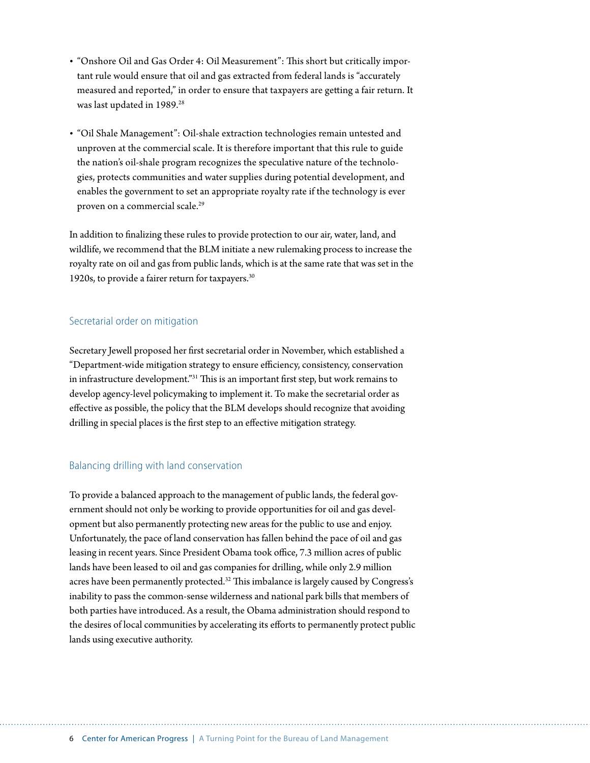- "Onshore Oil and Gas Order 4: Oil Measurement": This short but critically important rule would ensure that oil and gas extracted from federal lands is "accurately measured and reported," in order to ensure that taxpayers are getting a fair return. It was last updated in 1989.[28]
- "Oil Shale Management": Oil-shale extraction technologies remain untested and unproven at the commercial scale. It is therefore important that this rule to guide the nation's oil-shale program recognizes the speculative nature of the technologies, protects communities and water supplies during potential development, and enables the government to set an appropriate royalty rate if the technology is ever proven on a commercial scale.[29]

In addition to finalizing these rules to provide protection to our air, water, land, and wildlife, we recommend that the BLM initiate a new rulemaking process to increase the royalty rate on oil and gas from public lands, which is at the same rate that was set in the 1920s, to provide a fairer return for taxpayers.[30]

## Secretarial order on mitigation

Secretary Jewell proposed her first secretarial order in November, which established a "Department-wide mitigation strategy to ensure efficiency, consistency, conservation in infrastructure development."[31] This is an important first step, but work remains to develop agency-level policymaking to implement it. To make the secretarial order as effective as possible, the policy that the BLM develops should recognize that avoiding drilling in special places is the first step to an effective mitigation strategy.

## Balancing drilling with land conservation

To provide a balanced approach to the management of public lands, the federal government should not only be working to provide opportunities for oil and gas development but also permanently protecting new areas for the public to use and enjoy. Unfortunately, the pace of land conservation has fallen behind the pace of oil and gas leasing in recent years. Since President Obama took office, 7.3 million acres of public lands have been leased to oil and gas companies for drilling, while only 2.9 million acres have been permanently protected.[32] This imbalance is largely caused by Congress's inability to pass the common-sense wilderness and national park bills that members of both parties have introduced. As a result, the Obama administration should respond to the desires of local communities by accelerating its efforts to permanently protect public lands using executive authority.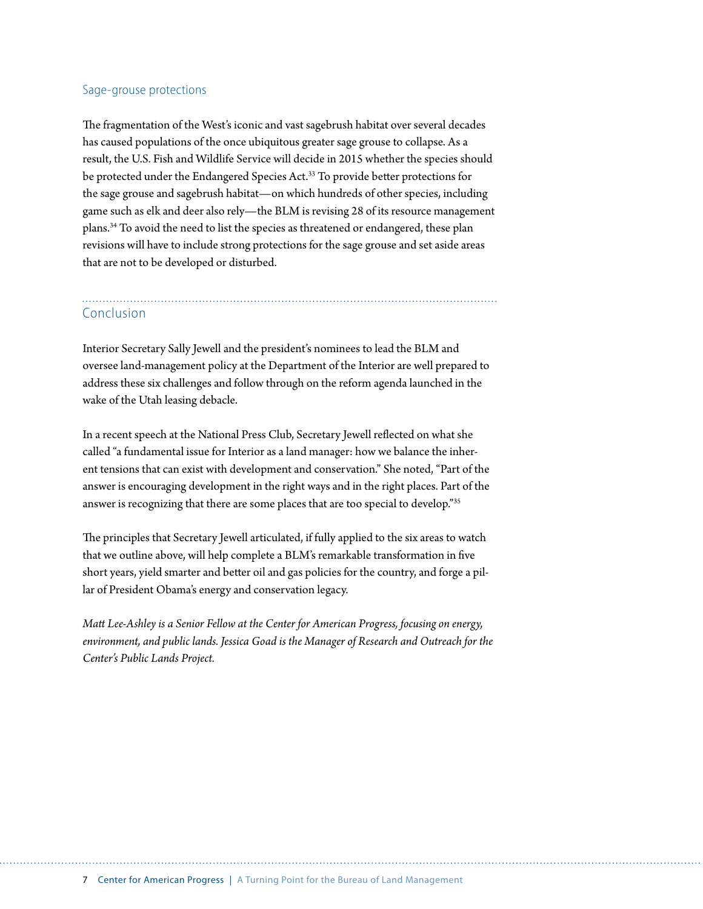### Sage-grouse protections

The fragmentation of the West's iconic and vast sagebrush habitat over several decades has caused populations of the once ubiquitous greater sage grouse to collapse. As a result, the U.S. Fish and Wildlife Service will decide in 2015 whether the species should be protected under the Endangered Species Act.[33] To provide better protections for the sage grouse and sagebrush habitat—on which hundreds of other species, including game such as elk and deer also rely—the BLM is revising 28 of its resource management plans.[34] To avoid the need to list the species as threatened or endangered, these plan revisions will have to include strong protections for the sage grouse and set aside areas that are not to be developed or disturbed.

## Conclusion

Interior Secretary Sally Jewell and the president's nominees to lead the BLM and oversee land-management policy at the Department of the Interior are well prepared to address these six challenges and follow through on the reform agenda launched in the wake of the Utah leasing debacle.

In a recent speech at the National Press Club, Secretary Jewell reflected on what she called "a fundamental issue for Interior as a land manager: how we balance the inherent tensions that can exist with development and conservation." She noted, "Part of the answer is encouraging development in the right ways and in the right places. Part of the answer is recognizing that there are some places that are too special to develop."[35]

The principles that Secretary Jewell articulated, if fully applied to the six areas to watch that we outline above, will help complete a BLM's remarkable transformation in five short years, yield smarter and better oil and gas policies for the country, and forge a pillar of President Obama's energy and conservation legacy.

*Matt Lee-Ashley is a Senior Fellow at the Center for American Progress, focusing on energy, environment, and public lands. Jessica Goad is the Manager of Research and Outreach for the Center's Public Lands Project.*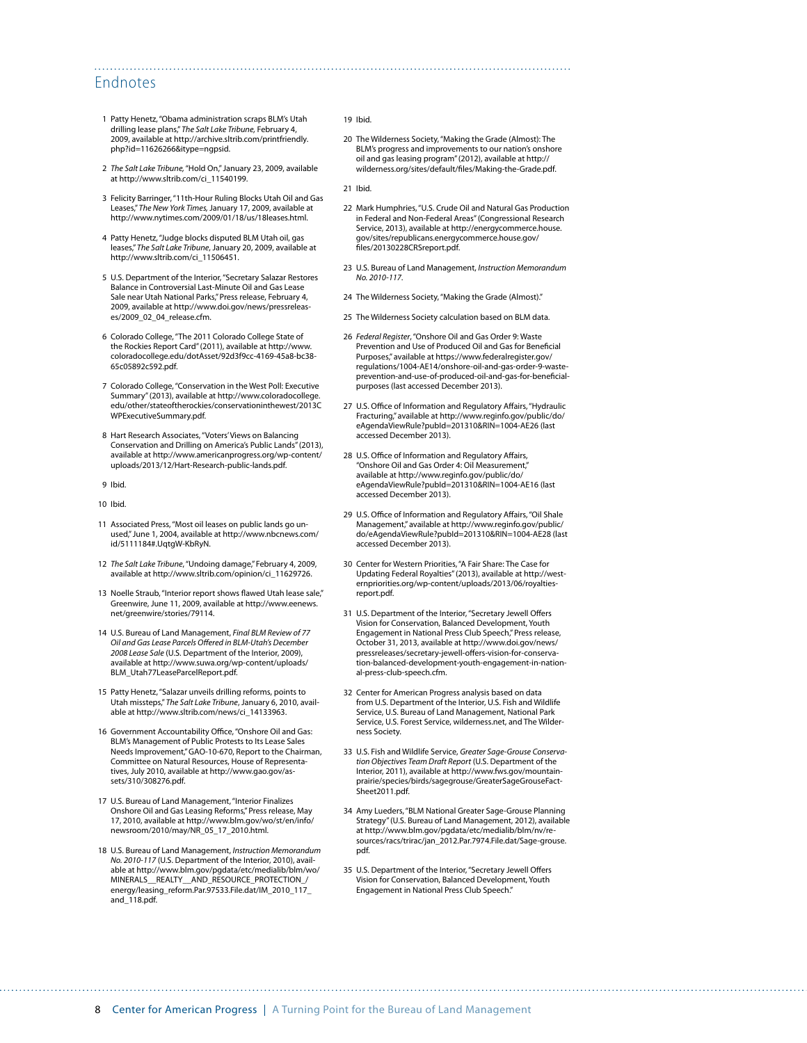## Endnotes

1 Patty Henetz, "Obama administration scraps BLM's Utah drilling lease plans," *The Salt Lake Tribune,* February 4, 2009, available at http://archive.sltrib.com/printfriendly.php?id=11626266&itype=ngpsid.

2 *The Salt Lake Tribune,* "Hold On," January 23, 2009, available at http://www.sltrib.com/ci_11540199.

3 Felicity Barringer, "11th-Hour Ruling Blocks Utah Oil and Gas Leases," *The New York Times,* January 17, 2009, available at http://www.nytimes.com/2009/01/18/us/18leases.html.

4 Patty Henetz, "Judge blocks disputed BLM Utah oil, gas leases," *The Salt Lake Tribune*, January 20, 2009, available at http://www.sltrib.com/ci_11506451.

5 U.S. Department of the Interior, "Secretary Salazar Restores Balance in Controversial Last-Minute Oil and Gas Lease Sale near Utah National Parks," Press release, February 4, 2009, available at http://www.doi.gov/news/pressreleases/2009_02_04_release.cfm.

6 Colorado College, "The 2011 Colorado College State of the Rockies Report Card" (2011), available at http://www.coloradocollege.edu/dotAsset/92d3f9cc-4169-45a8-bc38-65c05892c592.pdf.

7 Colorado College, "Conservation in the West Poll: Executive Summary" (2013), available at http://www.coloradocollege.edu/other/stateoftherockies/conservationinthewest/2013CWPExecutiveSummary.pdf.

8 Hart Research Associates, "Voters' Views on Balancing Conservation and Drilling on America's Public Lands" (2013), available at http://www.americanprogress.org/wp-content/uploads/2013/12/Hart-Research-public-lands.pdf.

9 Ibid.

10 Ibid.

11 Associated Press, "Most oil leases on public lands go unused," June 1, 2004, available at http://www.nbcnews.com/id/5111184#.UqtgW-KbRyN.

12 *The Salt Lake Tribune*, "Undoing damage," February 4, 2009, available at http://www.sltrib.com/opinion/ci_11629726.

13 Noelle Straub, "Interior report shows flawed Utah lease sale," Greenwire, June 11, 2009, available at http://www.eenews.net/greenwire/stories/79114.

14 U.S. Bureau of Land Management, *Final BLM Review of 77 Oil and Gas Lease Parcels Offered in BLM-Utah's December 2008 Lease Sale* (U.S. Department of the Interior, 2009), available at http://www.suwa.org/wp-content/uploads/BLM_Utah77LeaseParcelReport.pdf.

15 Patty Henetz, "Salazar unveils drilling reforms, points to Utah missteps," *The Salt Lake Tribune*, January 6, 2010, available at http://www.sltrib.com/news/ci_14133963.

16 Government Accountability Office, "Onshore Oil and Gas: BLM's Management of Public Protests to Its Lease Sales Needs Improvement," GAO-10-670, Report to the Chairman, Committee on Natural Resources, House of Representatives, July 2010, available at http://www.gao.gov/assets/310/308276.pdf.

17 U.S. Bureau of Land Management, "Interior Finalizes Onshore Oil and Gas Leasing Reforms," Press release, May 17, 2010, available at http://www.blm.gov/wo/st/en/info/newsroom/2010/may/NR_05_17_2010.html.

18 U.S. Bureau of Land Management, *Instruction Memorandum No. 2010-117* (U.S. Department of the Interior, 2010), available at http://www.blm.gov/pgdata/etc/medialib/blm/wo/MINERALS__REALTY__AND_RESOURCE_PROTECTION_/energy/leasing_reform.Par.97533.File.dat/IM_2010_117_and_118.pdf.

19 Ibid.

20 The Wilderness Society, "Making the Grade (Almost): The BLM's progress and improvements to our nation's onshore oil and gas leasing program" (2012), available at http://wilderness.org/sites/default/files/Making-the-Grade.pdf.

21 Ibid.

22 Mark Humphries, "U.S. Crude Oil and Natural Gas Production in Federal and Non-Federal Areas" (Congressional Research Service, 2013), available at http://energycommerce.house.gov/sites/republicans.energycommerce.house.gov/files/20130228CRSreport.pdf.

23 U.S. Bureau of Land Management, *Instruction Memorandum No. 2010-117*.

24 The Wilderness Society, "Making the Grade (Almost)."

25 The Wilderness Society calculation based on BLM data.

26 *Federal Register*, "Onshore Oil and Gas Order 9: Waste Prevention and Use of Produced Oil and Gas for Beneficial Purposes," available at https://www.federalregister.gov/regulations/1004-AE14/onshore-oil-and-gas-order-9-waste-prevention-and-use-of-produced-oil-and-gas-for-beneficial-purposes (last accessed December 2013).

27 U.S. Office of Information and Regulatory Affairs, "Hydraulic Fracturing," available at http://www.reginfo.gov/public/do/eAgendaViewRule?pubId=201310&RIN=1004-AE26 (last accessed December 2013).

28 U.S. Office of Information and Regulatory Affairs, "Onshore Oil and Gas Order 4: Oil Measurement," available at http://www.reginfo.gov/public/do/eAgendaViewRule?pubId=201310&RIN=1004-AE16 (last accessed December 2013).

29 U.S. Office of Information and Regulatory Affairs, "Oil Shale Management," available at http://www.reginfo.gov/public/do/eAgendaViewRule?pubId=201310&RIN=1004-AE28 (last accessed December 2013).

30 Center for Western Priorities, "A Fair Share: The Case for Updating Federal Royalties" (2013), available at http://westernpriorities.org/wp-content/uploads/2013/06/royalties-report.pdf.

31 U.S. Department of the Interior, "Secretary Jewell Offers Vision for Conservation, Balanced Development, Youth Engagement in National Press Club Speech," Press release, October 31, 2013, available at http://www.doi.gov/news/pressreleases/secretary-jewell-offers-vision-for-conservation-balanced-development-youth-engagement-in-national-press-club-speech.cfm.

32 Center for American Progress analysis based on data from U.S. Department of the Interior, U.S. Fish and Wildlife Service, U.S. Bureau of Land Management, National Park Service, U.S. Forest Service, wilderness.net, and The Wilderness Society.

33 U.S. Fish and Wildlife Service, *Greater Sage-Grouse Conservation Objectives Team Draft Report* (U.S. Department of the Interior, 2011), available at http://www.fws.gov/mountain-prairie/species/birds/sagegrouse/GreaterSageGrouseFactSheet2011.pdf.

34 Amy Lueders, "BLM National Greater Sage-Grouse Planning Strategy" (U.S. Bureau of Land Management, 2012), available at http://www.blm.gov/pgdata/etc/medialib/blm/nv/resources/racs/trirac/jan_2012.Par.7974.File.dat/Sage-grouse.pdf.

35 U.S. Department of the Interior, "Secretary Jewell Offers Vision for Conservation, Balanced Development, Youth Engagement in National Press Club Speech."